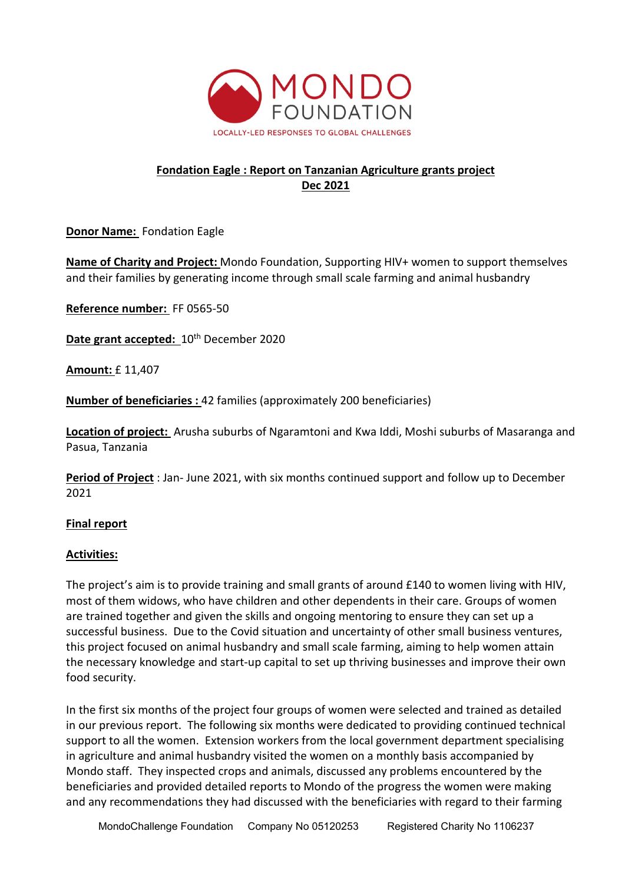MONDO FOUNDATION

LOCALLY-LED RESPONSES TO GLOBAL CHALLENGES

**Fondation Eagle : Report on Tanzanian Agriculture grants project**
**Dec 2021**

**Donor Name:** Fondation Eagle

**Name of Charity and Project:** Mondo Foundation, Supporting HIV+ women to support themselves and their families by generating income through small scale farming and animal husbandry

**Reference number:** FF 0565-50

**Date grant accepted:** 10th December 2020

**Amount:** £ 11,407

**Number of beneficiaries :** 42 families (approximately 200 beneficiaries)

**Location of project:** Arusha suburbs of Ngaramtoni and Kwa Iddi, Moshi suburbs of Masaranga and Pasua, Tanzania

**Period of Project** : Jan- June 2021, with six months continued support and follow up to December 2021

**Final report**

**Activities:**

The project's aim is to provide training and small grants of around £140 to women living with HIV, most of them widows, who have children and other dependents in their care. Groups of women are trained together and given the skills and ongoing mentoring to ensure they can set up a successful business. Due to the Covid situation and uncertainty of other small business ventures, this project focused on animal husbandry and small scale farming, aiming to help women attain the necessary knowledge and start-up capital to set up thriving businesses and improve their own food security.

In the first six months of the project four groups of women were selected and trained as detailed in our previous report. The following six months were dedicated to providing continued technical support to all the women. Extension workers from the local government department specialising in agriculture and animal husbandry visited the women on a monthly basis accompanied by Mondo staff. They inspected crops and animals, discussed any problems encountered by the beneficiaries and provided detailed reports to Mondo of the progress the women were making and any recommendations they had discussed with the beneficiaries with regard to their farming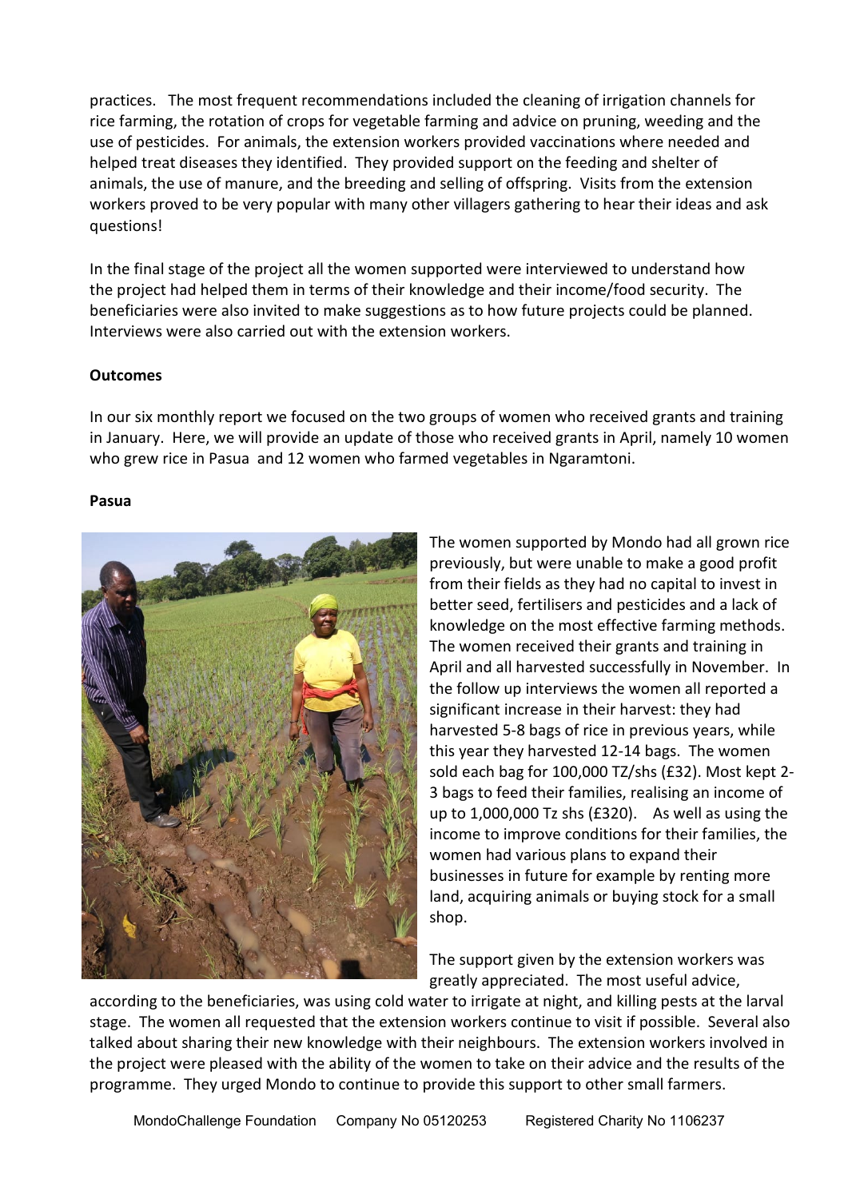practices. The most frequent recommendations included the cleaning of irrigation channels for rice farming, the rotation of crops for vegetable farming and advice on pruning, weeding and the use of pesticides. For animals, the extension workers provided vaccinations where needed and helped treat diseases they identified. They provided support on the feeding and shelter of animals, the use of manure, and the breeding and selling of offspring. Visits from the extension workers proved to be very popular with many other villagers gathering to hear their ideas and ask questions!

In the final stage of the project all the women supported were interviewed to understand how the project had helped them in terms of their knowledge and their income/food security. The beneficiaries were also invited to make suggestions as to how future projects could be planned. Interviews were also carried out with the extension workers.

**Outcomes**

In our six monthly report we focused on the two groups of women who received grants and training in January. Here, we will provide an update of those who received grants in April, namely 10 women who grew rice in Pasua and 12 women who farmed vegetables in Ngaramtoni.

**Pasua**

The women supported by Mondo had all grown rice previously, but were unable to make a good profit from their fields as they had no capital to invest in better seed, fertilisers and pesticides and a lack of knowledge on the most effective farming methods. The women received their grants and training in April and all harvested successfully in November. In the follow up interviews the women all reported a significant increase in their harvest: they had harvested 5-8 bags of rice in previous years, while this year they harvested 12-14 bags. The women sold each bag for 100,000 TZ/shs (£32). Most kept 2-3 bags to feed their families, realising an income of up to 1,000,000 Tz shs (£320). As well as using the income to improve conditions for their families, the women had various plans to expand their businesses in future for example by renting more land, acquiring animals or buying stock for a small shop.

The support given by the extension workers was greatly appreciated. The most useful advice, according to the beneficiaries, was using cold water to irrigate at night, and killing pests at the larval stage. The women all requested that the extension workers continue to visit if possible. Several also talked about sharing their new knowledge with their neighbours. The extension workers involved in the project were pleased with the ability of the women to take on their advice and the results of the programme. They urged Mondo to continue to provide this support to other small farmers.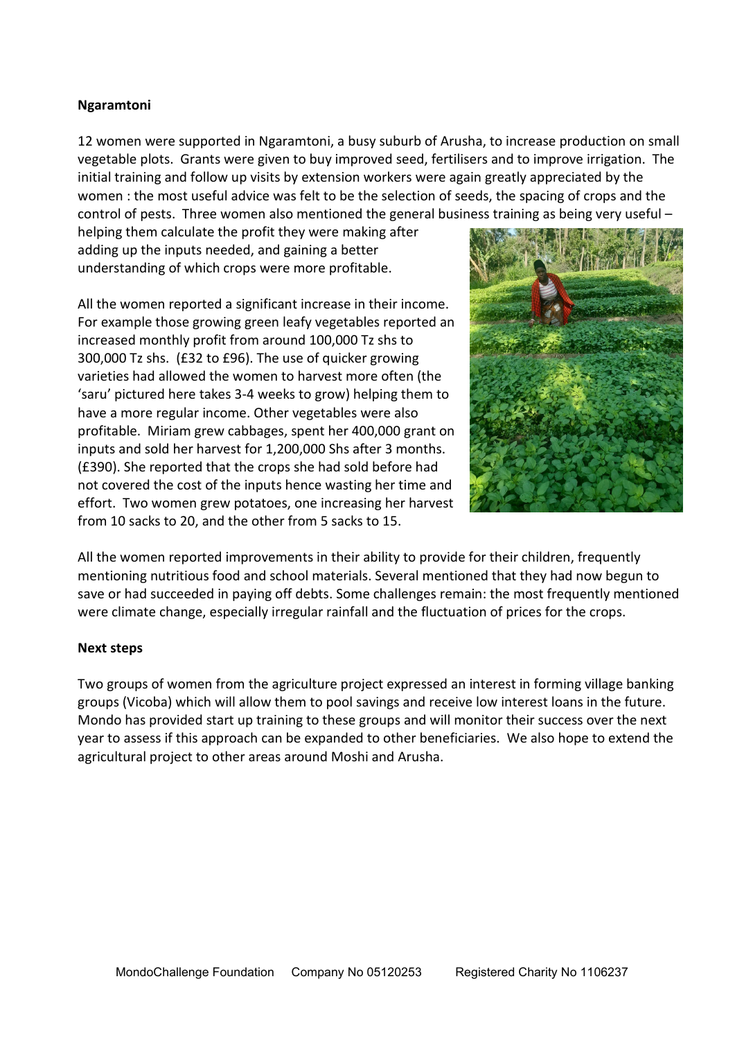**Ngaramtoni**

12 women were supported in Ngaramtoni, a busy suburb of Arusha, to increase production on small vegetable plots. Grants were given to buy improved seed, fertilisers and to improve irrigation. The initial training and follow up visits by extension workers were again greatly appreciated by the women : the most useful advice was felt to be the selection of seeds, the spacing of crops and the control of pests. Three women also mentioned the general business training as being very useful – helping them calculate the profit they were making after adding up the inputs needed, and gaining a better understanding of which crops were more profitable.

All the women reported a significant increase in their income. For example those growing green leafy vegetables reported an increased monthly profit from around 100,000 Tz shs to 300,000 Tz shs. (£32 to £96). The use of quicker growing varieties had allowed the women to harvest more often (the 'saru' pictured here takes 3-4 weeks to grow) helping them to have a more regular income. Other vegetables were also profitable. Miriam grew cabbages, spent her 400,000 grant on inputs and sold her harvest for 1,200,000 Shs after 3 months. (£390). She reported that the crops she had sold before had not covered the cost of the inputs hence wasting her time and effort. Two women grew potatoes, one increasing her harvest from 10 sacks to 20, and the other from 5 sacks to 15.

All the women reported improvements in their ability to provide for their children, frequently mentioning nutritious food and school materials. Several mentioned that they had now begun to save or had succeeded in paying off debts. Some challenges remain: the most frequently mentioned were climate change, especially irregular rainfall and the fluctuation of prices for the crops.

**Next steps**

Two groups of women from the agriculture project expressed an interest in forming village banking groups (Vicoba) which will allow them to pool savings and receive low interest loans in the future. Mondo has provided start up training to these groups and will monitor their success over the next year to assess if this approach can be expanded to other beneficiaries. We also hope to extend the agricultural project to other areas around Moshi and Arusha.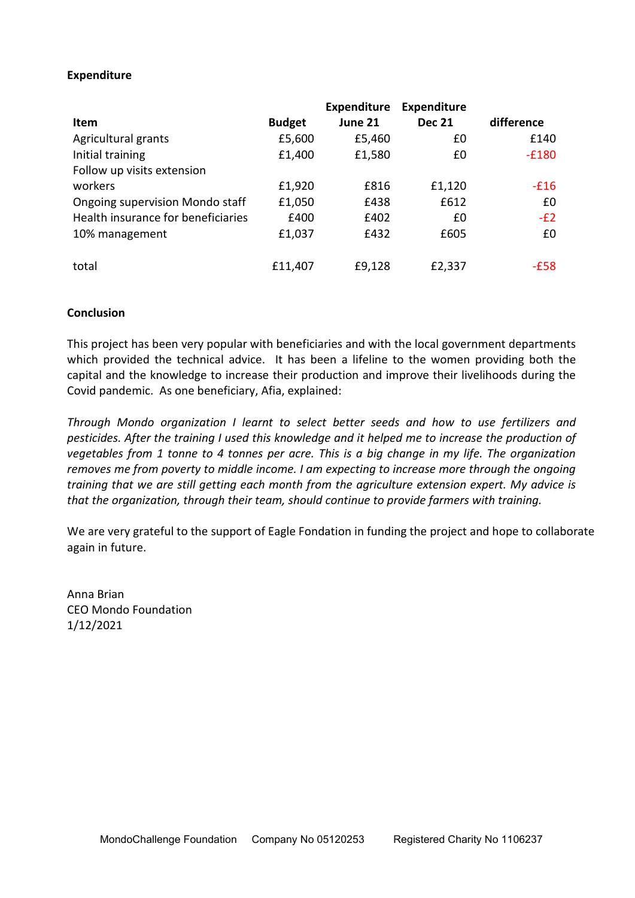**Expenditure**

| Item | Budget | Expenditure June 21 | Expenditure Dec 21 | difference |
|---|---|---|---|---|
| Agricultural grants | £5,600 | £5,460 | £0 | £140 |
| Initial training | £1,400 | £1,580 | £0 | -£180 |
| Follow up visits extension workers | £1,920 | £816 | £1,120 | -£16 |
| Ongoing supervision Mondo staff | £1,050 | £438 | £612 | £0 |
| Health insurance for beneficiaries | £400 | £402 | £0 | -£2 |
| 10% management | £1,037 | £432 | £605 | £0 |
| total | £11,407 | £9,128 | £2,337 | -£58 |

**Conclusion**

This project has been very popular with beneficiaries and with the local government departments which provided the technical advice. It has been a lifeline to the women providing both the capital and the knowledge to increase their production and improve their livelihoods during the Covid pandemic. As one beneficiary, Afia, explained:

*Through Mondo organization I learnt to select better seeds and how to use fertilizers and pesticides. After the training I used this knowledge and it helped me to increase the production of vegetables from 1 tonne to 4 tonnes per acre. This is a big change in my life. The organization removes me from poverty to middle income. I am expecting to increase more through the ongoing training that we are still getting each month from the agriculture extension expert. My advice is that the organization, through their team, should continue to provide farmers with training.*

We are very grateful to the support of Eagle Fondation in funding the project and hope to collaborate again in future.

Anna Brian
CEO Mondo Foundation
1/12/2021

MondoChallenge Foundation  Company No 05120253  Registered Charity No 1106237